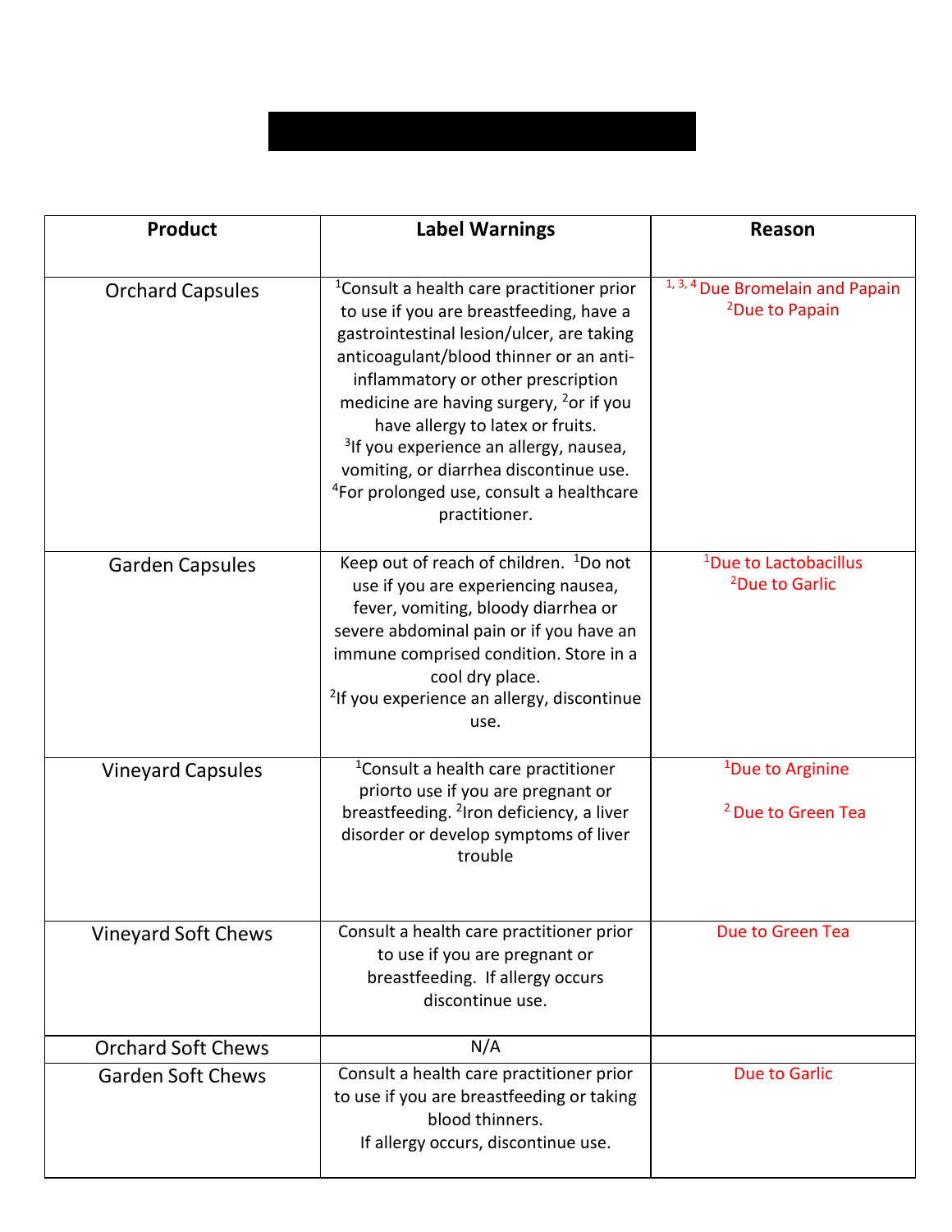| Product | Label Warnings | Reason |
|---|---|---|
| Orchard Capsules | [1]Consult a health care practitioner prior to use if you are breastfeeding, have a gastrointestinal lesion/ulcer, are taking anticoagulant/blood thinner or an anti-inflammatory or other prescription medicine are having surgery, [2]or if you have allergy to latex or fruits. [3]If you experience an allergy, nausea, vomiting, or diarrhea discontinue use. [4]For prolonged use, consult a healthcare practitioner. | [1, 3, 4] Due Bromelain and Papain [2]Due to Papain |
| Garden Capsules | Keep out of reach of children. [1]Do not use if you are experiencing nausea, fever, vomiting, bloody diarrhea or severe abdominal pain or if you have an immune comprised condition. Store in a cool dry place. [2]If you experience an allergy, discontinue use. | [1]Due to Lactobacillus [2]Due to Garlic |
| Vineyard Capsules | [1]Consult a health care practitioner priorto use if you are pregnant or breastfeeding. [2]Iron deficiency, a liver disorder or develop symptoms of liver trouble | [1]Due to Arginine [2] Due to Green Tea |
| Vineyard Soft Chews | Consult a health care practitioner prior to use if you are pregnant or breastfeeding. If allergy occurs discontinue use. | Due to Green Tea |
| Orchard Soft Chews | N/A | |
| Garden Soft Chews | Consult a health care practitioner prior to use if you are breastfeeding or taking blood thinners. If allergy occurs, discontinue use. | Due to Garlic |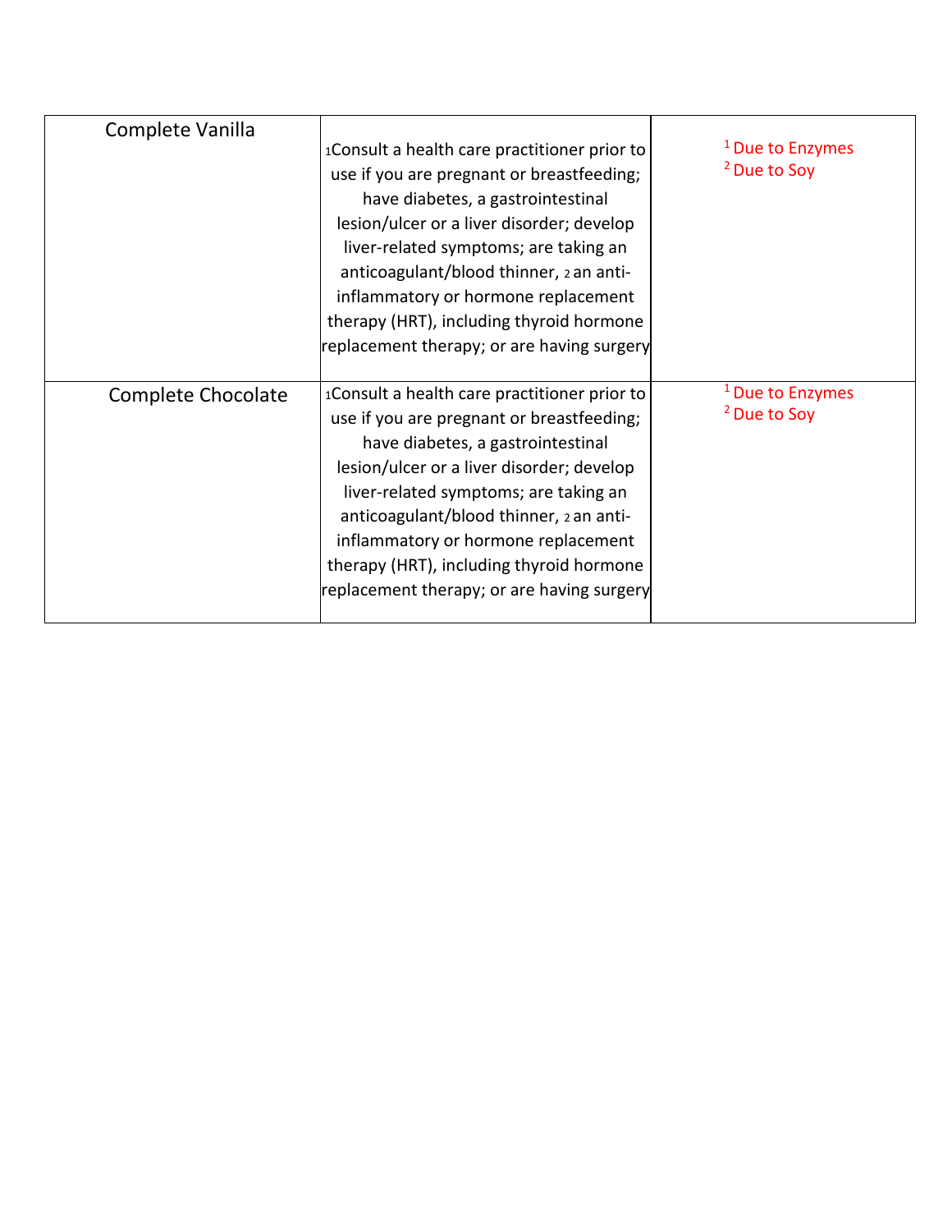| | | |
|---|---|---|
| Complete Vanilla | [1]Consult a health care practitioner prior to use if you are pregnant or breastfeeding; have diabetes, a gastrointestinal lesion/ulcer or a liver disorder; develop liver-related symptoms; are taking an anticoagulant/blood thinner, [2] an anti-inflammatory or hormone replacement therapy (HRT), including thyroid hormone replacement therapy; or are having surgery | [1] Due to Enzymes<br>[2] Due to Soy |
| Complete Chocolate | [1]Consult a health care practitioner prior to use if you are pregnant or breastfeeding; have diabetes, a gastrointestinal lesion/ulcer or a liver disorder; develop liver-related symptoms; are taking an anticoagulant/blood thinner, [2] an anti-inflammatory or hormone replacement therapy (HRT), including thyroid hormone replacement therapy; or are having surgery | [1] Due to Enzymes<br>[2] Due to Soy |